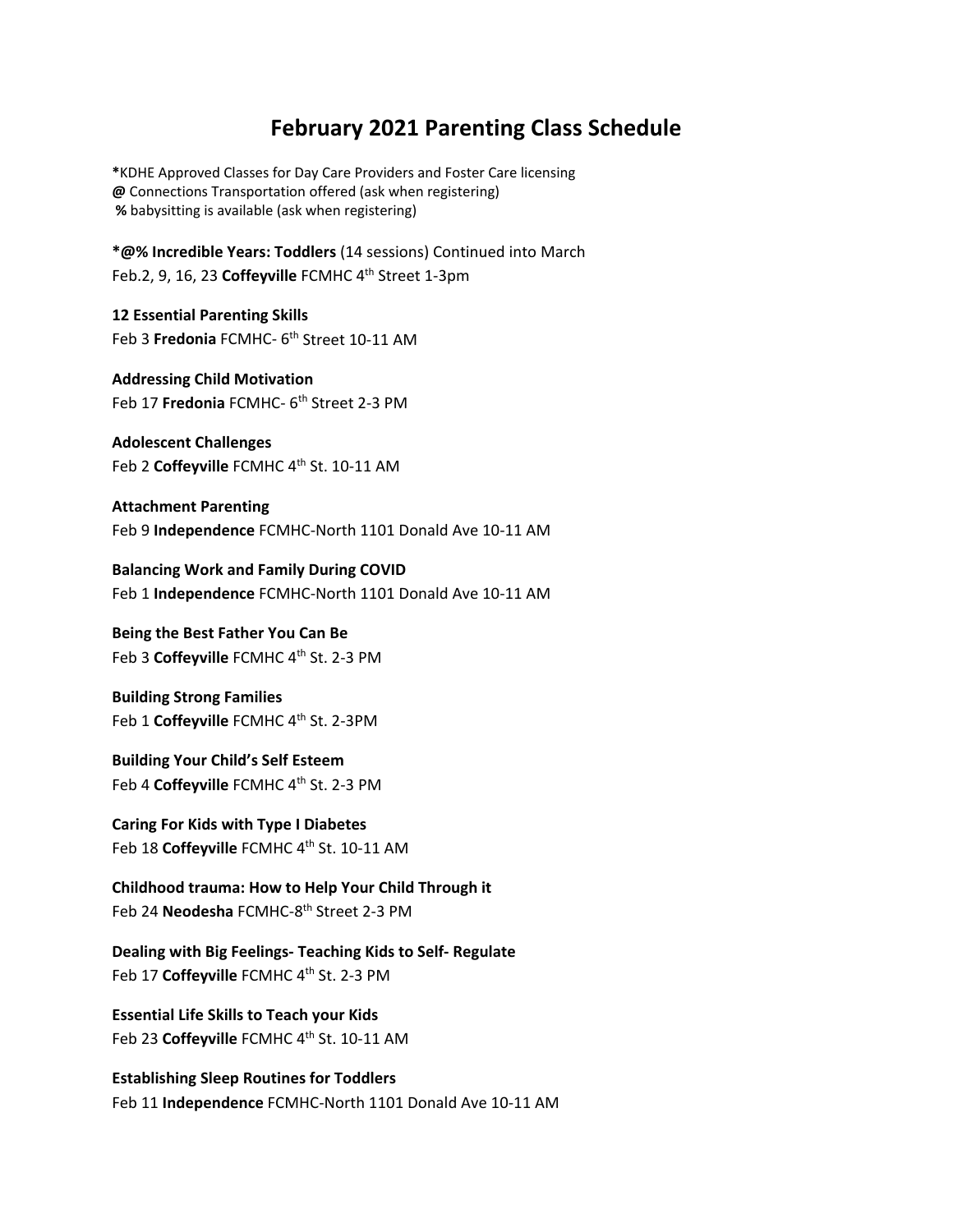# February 2021 Parenting Class Schedule

**\***KDHE Approved Classes for Day Care Providers and Foster Care licensing
**@** Connections Transportation offered (ask when registering)
**%** babysitting is available (ask when registering)

**\*@% Incredible Years: Toddlers** (14 sessions) Continued into March
Feb.2, 9, 16, 23 **Coffeyville** FCMHC 4th Street 1-3pm

**12 Essential Parenting Skills**
Feb 3 **Fredonia** FCMHC- 6th Street 10-11 AM

**Addressing Child Motivation**
Feb 17 **Fredonia** FCMHC- 6th Street 2-3 PM

**Adolescent Challenges**
Feb 2 **Coffeyville** FCMHC 4th St. 10-11 AM

**Attachment Parenting**
Feb 9 **Independence** FCMHC-North 1101 Donald Ave 10-11 AM

**Balancing Work and Family During COVID**
Feb 1 **Independence** FCMHC-North 1101 Donald Ave 10-11 AM

**Being the Best Father You Can Be**
Feb 3 **Coffeyville** FCMHC 4th St. 2-3 PM

**Building Strong Families**
Feb 1 **Coffeyville** FCMHC 4th St. 2-3PM

**Building Your Child's Self Esteem**
Feb 4 **Coffeyville** FCMHC 4th St. 2-3 PM

**Caring For Kids with Type I Diabetes**
Feb 18 **Coffeyville** FCMHC 4th St. 10-11 AM

**Childhood trauma: How to Help Your Child Through it**
Feb 24 **Neodesha** FCMHC-8th Street 2-3 PM

**Dealing with Big Feelings- Teaching Kids to Self- Regulate**
Feb 17 **Coffeyville** FCMHC 4th St. 2-3 PM

**Essential Life Skills to Teach your Kids**
Feb 23 **Coffeyville** FCMHC 4th St. 10-11 AM

**Establishing Sleep Routines for Toddlers**
Feb 11 **Independence** FCMHC-North 1101 Donald Ave 10-11 AM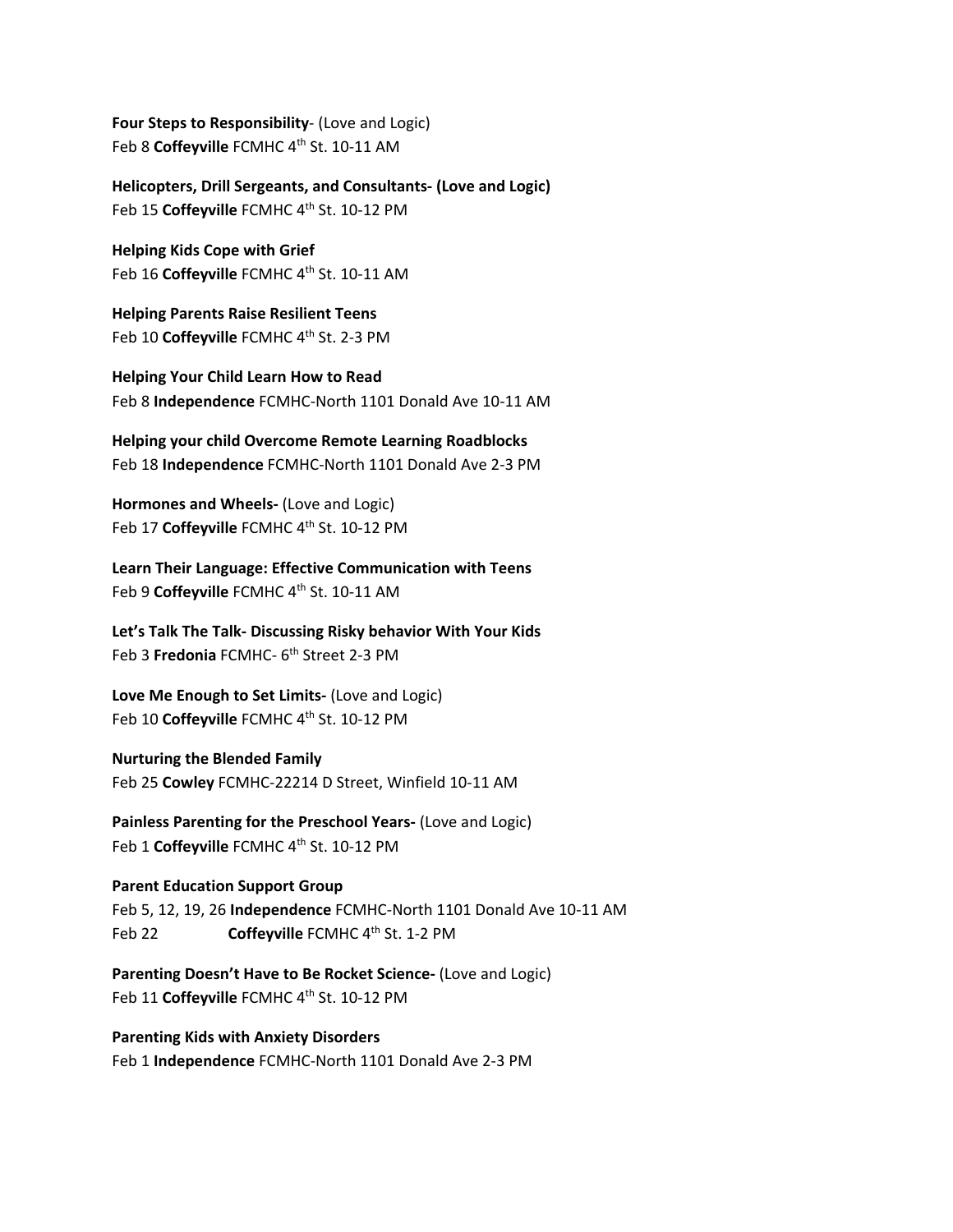**Four Steps to Responsibility**- (Love and Logic)
Feb 8 **Coffeyville** FCMHC 4th St. 10-11 AM

**Helicopters, Drill Sergeants, and Consultants- (Love and Logic)**
Feb 15 **Coffeyville** FCMHC 4th St. 10-12 PM

**Helping Kids Cope with Grief**
Feb 16 **Coffeyville** FCMHC 4th St. 10-11 AM

**Helping Parents Raise Resilient Teens**
Feb 10 **Coffeyville** FCMHC 4th St. 2-3 PM

**Helping Your Child Learn How to Read**
Feb 8 **Independence** FCMHC-North 1101 Donald Ave 10-11 AM

**Helping your child Overcome Remote Learning Roadblocks**
Feb 18 **Independence** FCMHC-North 1101 Donald Ave 2-3 PM

**Hormones and Wheels-** (Love and Logic)
Feb 17 **Coffeyville** FCMHC 4th St. 10-12 PM

**Learn Their Language: Effective Communication with Teens**
Feb 9 **Coffeyville** FCMHC 4th St. 10-11 AM

**Let's Talk The Talk- Discussing Risky behavior With Your Kids**
Feb 3 **Fredonia** FCMHC- 6th Street 2-3 PM

**Love Me Enough to Set Limits-** (Love and Logic)
Feb 10 **Coffeyville** FCMHC 4th St. 10-12 PM

**Nurturing the Blended Family**
Feb 25 **Cowley** FCMHC-22214 D Street, Winfield 10-11 AM

**Painless Parenting for the Preschool Years-** (Love and Logic)
Feb 1 **Coffeyville** FCMHC 4th St. 10-12 PM

**Parent Education Support Group**
Feb 5, 12, 19, 26 **Independence** FCMHC-North 1101 Donald Ave 10-11 AM
Feb 22 **Coffeyville** FCMHC 4th St. 1-2 PM

**Parenting Doesn't Have to Be Rocket Science-** (Love and Logic)
Feb 11 **Coffeyville** FCMHC 4th St. 10-12 PM

**Parenting Kids with Anxiety Disorders**
Feb 1 **Independence** FCMHC-North 1101 Donald Ave 2-3 PM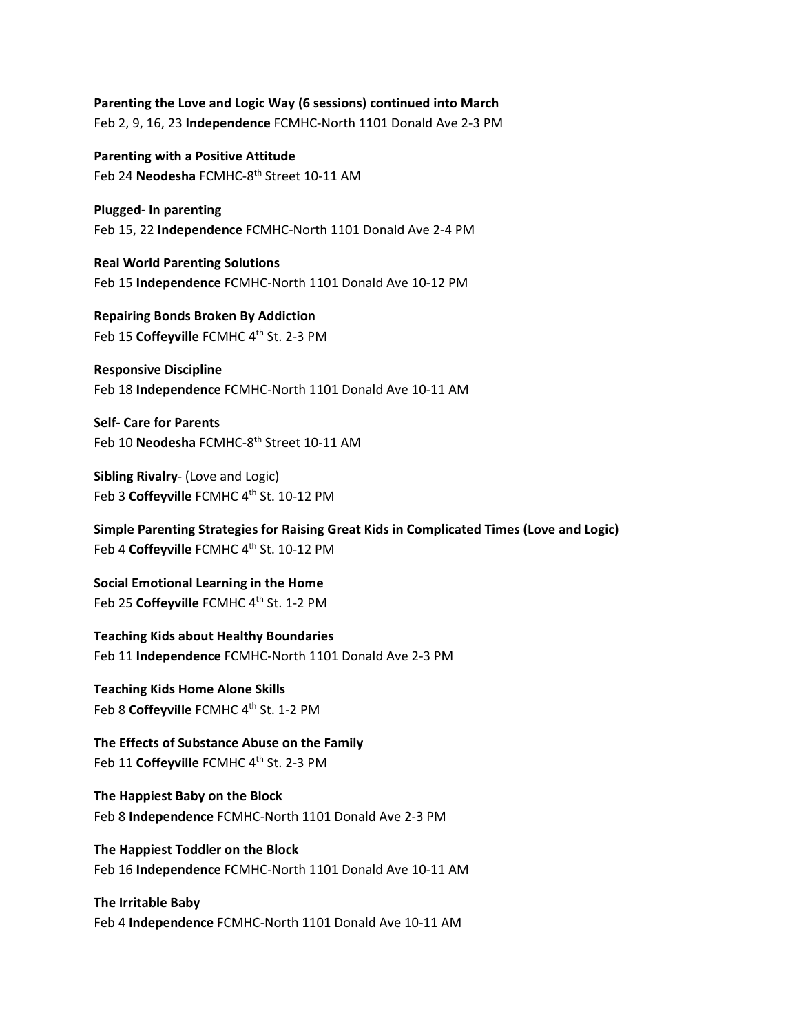**Parenting the Love and Logic Way (6 sessions) continued into March**
Feb 2, 9, 16, 23 **Independence** FCMHC-North 1101 Donald Ave 2-3 PM

**Parenting with a Positive Attitude**
Feb 24 **Neodesha** FCMHC-8th Street 10-11 AM

**Plugged- In parenting**
Feb 15, 22 **Independence** FCMHC-North 1101 Donald Ave 2-4 PM

**Real World Parenting Solutions**
Feb 15 **Independence** FCMHC-North 1101 Donald Ave 10-12 PM

**Repairing Bonds Broken By Addiction**
Feb 15 **Coffeyville** FCMHC 4th St. 2-3 PM

**Responsive Discipline**
Feb 18 **Independence** FCMHC-North 1101 Donald Ave 10-11 AM

**Self- Care for Parents**
Feb 10 **Neodesha** FCMHC-8th Street 10-11 AM

**Sibling Rivalry**- (Love and Logic)
Feb 3 **Coffeyville** FCMHC 4th St. 10-12 PM

**Simple Parenting Strategies for Raising Great Kids in Complicated Times (Love and Logic)**
Feb 4 **Coffeyville** FCMHC 4th St. 10-12 PM

**Social Emotional Learning in the Home**
Feb 25 **Coffeyville** FCMHC 4th St. 1-2 PM

**Teaching Kids about Healthy Boundaries**
Feb 11 **Independence** FCMHC-North 1101 Donald Ave 2-3 PM

**Teaching Kids Home Alone Skills**
Feb 8 **Coffeyville** FCMHC 4th St. 1-2 PM

**The Effects of Substance Abuse on the Family**
Feb 11 **Coffeyville** FCMHC 4th St. 2-3 PM

**The Happiest Baby on the Block**
Feb 8 **Independence** FCMHC-North 1101 Donald Ave 2-3 PM

**The Happiest Toddler on the Block**
Feb 16 **Independence** FCMHC-North 1101 Donald Ave 10-11 AM

**The Irritable Baby**
Feb 4 **Independence** FCMHC-North 1101 Donald Ave 10-11 AM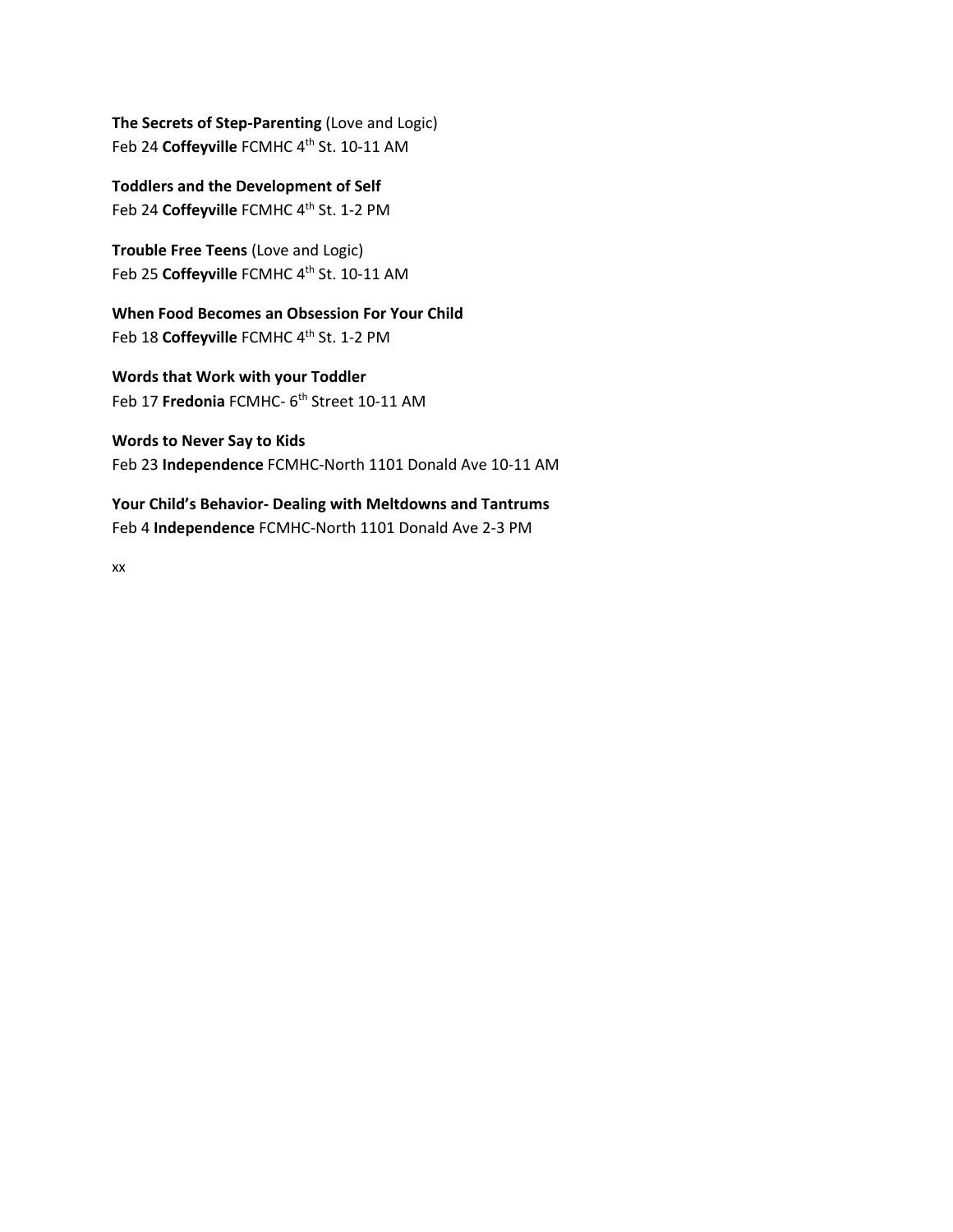**The Secrets of Step-Parenting** (Love and Logic)
Feb 24 **Coffeyville** FCMHC 4th St. 10-11 AM

**Toddlers and the Development of Self**
Feb 24 **Coffeyville** FCMHC 4th St. 1-2 PM

**Trouble Free Teens** (Love and Logic)
Feb 25 **Coffeyville** FCMHC 4th St. 10-11 AM

**When Food Becomes an Obsession For Your Child**
Feb 18 **Coffeyville** FCMHC 4th St. 1-2 PM

**Words that Work with your Toddler**
Feb 17 **Fredonia** FCMHC- 6th Street 10-11 AM

**Words to Never Say to Kids**
Feb 23 **Independence** FCMHC-North 1101 Donald Ave 10-11 AM

**Your Child's Behavior- Dealing with Meltdowns and Tantrums**
Feb 4 **Independence** FCMHC-North 1101 Donald Ave 2-3 PM

xx